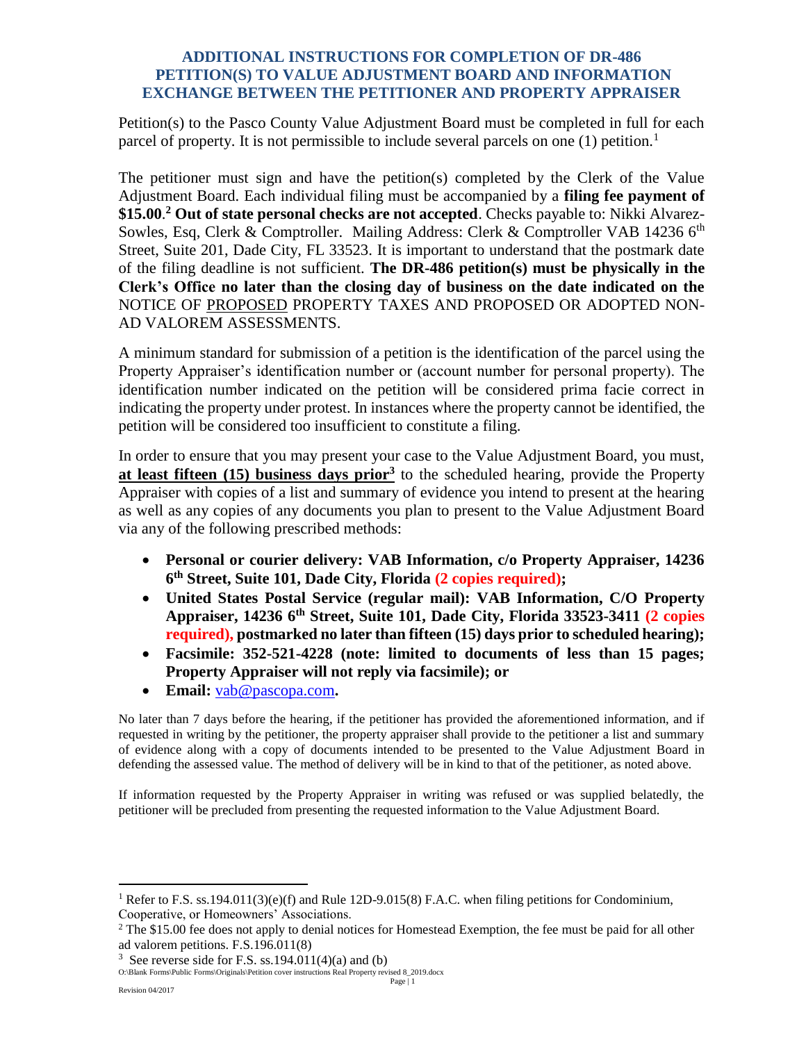## ADDITIONAL INSTRUCTIONS FOR COMPLETION OF DR-486 PETITION(S) TO VALUE ADJUSTMENT BOARD AND INFORMATION EXCHANGE BETWEEN THE PETITIONER AND PROPERTY APPRAISER

Petition(s) to the Pasco County Value Adjustment Board must be completed in full for each parcel of property. It is not permissible to include several parcels on one (1) petition.[1]

The petitioner must sign and have the petition(s) completed by the Clerk of the Value Adjustment Board. Each individual filing must be accompanied by a **filing fee payment of $15.00**.[2] **Out of state personal checks are not accepted**. Checks payable to: Nikki Alvarez-Sowles, Esq, Clerk & Comptroller. Mailing Address: Clerk & Comptroller VAB 14236 6th Street, Suite 201, Dade City, FL 33523. It is important to understand that the postmark date of the filing deadline is not sufficient. **The DR-486 petition(s) must be physically in the Clerk's Office no later than the closing day of business on the date indicated on the** NOTICE OF PROPOSED PROPERTY TAXES AND PROPOSED OR ADOPTED NON-AD VALOREM ASSESSMENTS.

A minimum standard for submission of a petition is the identification of the parcel using the Property Appraiser's identification number or (account number for personal property). The identification number indicated on the petition will be considered prima facie correct in indicating the property under protest. In instances where the property cannot be identified, the petition will be considered too insufficient to constitute a filing.

In order to ensure that you may present your case to the Value Adjustment Board, you must, **at least fifteen (15) business days prior**[3] to the scheduled hearing, provide the Property Appraiser with copies of a list and summary of evidence you intend to present at the hearing as well as any copies of any documents you plan to present to the Value Adjustment Board via any of the following prescribed methods:

- **Personal or courier delivery: VAB Information, c/o Property Appraiser, 14236 6th Street, Suite 101, Dade City, Florida (2 copies required);**
- **United States Postal Service (regular mail): VAB Information, C/O Property Appraiser, 14236 6th Street, Suite 101, Dade City, Florida 33523-3411 (2 copies required), postmarked no later than fifteen (15) days prior to scheduled hearing);**
- **Facsimile: 352-521-4228 (note: limited to documents of less than 15 pages; Property Appraiser will not reply via facsimile); or**
- **Email:** vab@pascopa.com**.**

No later than 7 days before the hearing, if the petitioner has provided the aforementioned information, and if requested in writing by the petitioner, the property appraiser shall provide to the petitioner a list and summary of evidence along with a copy of documents intended to be presented to the Value Adjustment Board in defending the assessed value. The method of delivery will be in kind to that of the petitioner, as noted above.

If information requested by the Property Appraiser in writing was refused or was supplied belatedly, the petitioner will be precluded from presenting the requested information to the Value Adjustment Board.

---

[1] Refer to F.S. ss.194.011(3)(e)(f) and Rule 12D-9.015(8) F.A.C. when filing petitions for Condominium, Cooperative, or Homeowners' Associations.

[2] The $15.00 fee does not apply to denial notices for Homestead Exemption, the fee must be paid for all other ad valorem petitions. F.S.196.011(8)

[3] See reverse side for F.S. ss.194.011(4)(a) and (b)

O:\Blank Forms\Public Forms\Originals\Petition cover instructions Real Property revised 8_2019.docx

Revision 04/2017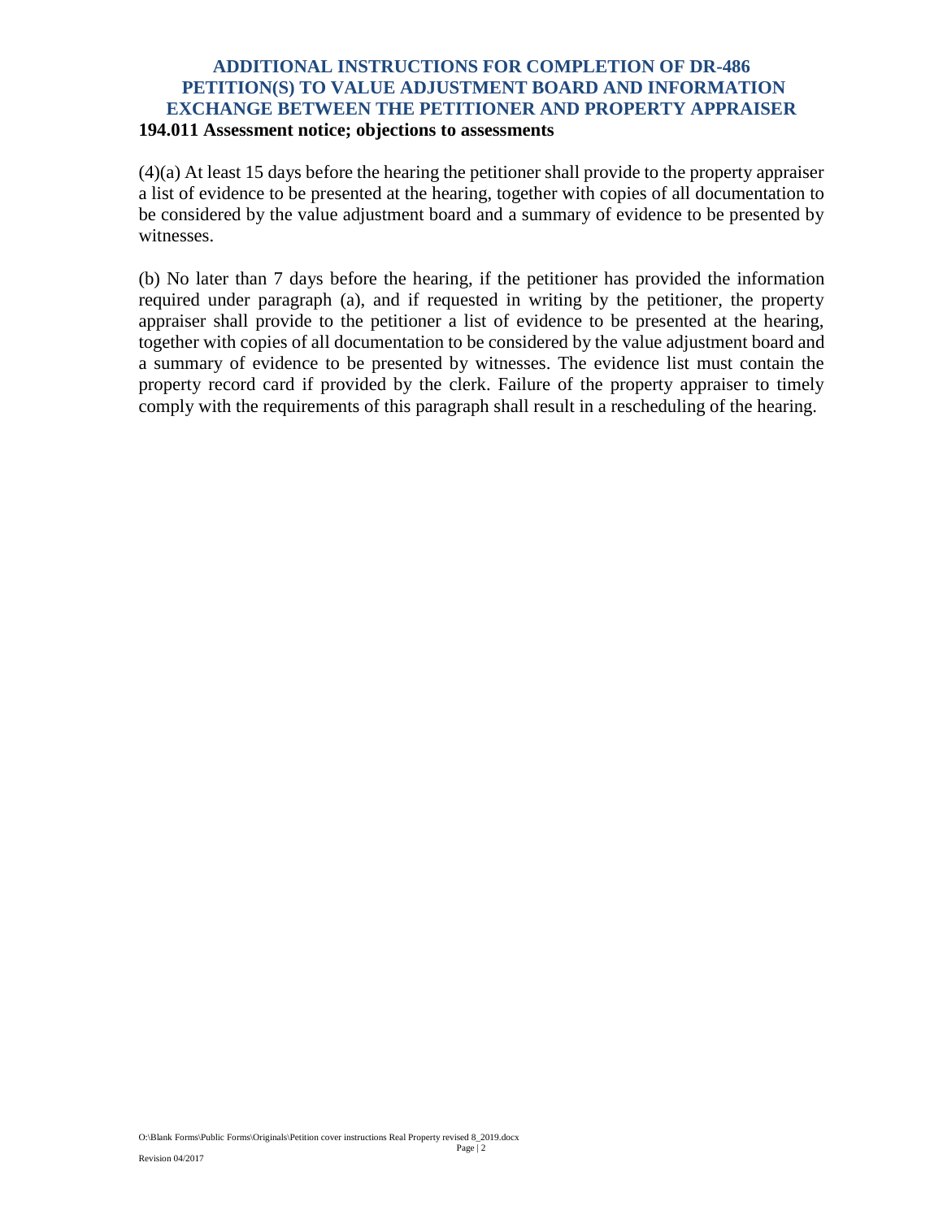## ADDITIONAL INSTRUCTIONS FOR COMPLETION OF DR-486 PETITION(S) TO VALUE ADJUSTMENT BOARD AND INFORMATION EXCHANGE BETWEEN THE PETITIONER AND PROPERTY APPRAISER

**194.011 Assessment notice; objections to assessments**

(4)(a) At least 15 days before the hearing the petitioner shall provide to the property appraiser a list of evidence to be presented at the hearing, together with copies of all documentation to be considered by the value adjustment board and a summary of evidence to be presented by witnesses.

(b) No later than 7 days before the hearing, if the petitioner has provided the information required under paragraph (a), and if requested in writing by the petitioner, the property appraiser shall provide to the petitioner a list of evidence to be presented at the hearing, together with copies of all documentation to be considered by the value adjustment board and a summary of evidence to be presented by witnesses. The evidence list must contain the property record card if provided by the clerk. Failure of the property appraiser to timely comply with the requirements of this paragraph shall result in a rescheduling of the hearing.